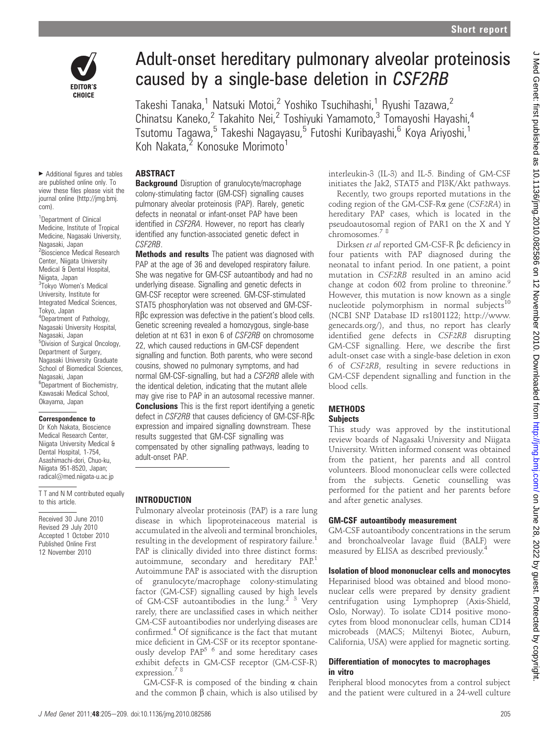# Adult-onset hereditary pulmonary alveolar proteinosis caused by a single-base deletion in *CSF2RB*

Takeshi Tanaka,[1] Natsuki Motoi,[2] Yoshiko Tsuchihashi,[1] Ryushi Tazawa,[2] Chinatsu Kaneko,[2] Takahito Nei,[2] Toshiyuki Yamamoto,[3] Tomayoshi Hayashi,[4] Tsutomu Tagawa,[5] Takeshi Nagayasu,[5] Futoshi Kuribayashi,[6] Koya Ariyoshi,[1] Koh Nakata,[2] Konosuke Morimoto[1]

▸ Additional figures and tables are published online only. To view these files please visit the journal online (http://jmg.bmj.com).

[1]Department of Clinical Medicine, Institute of Tropical Medicine, Nagasaki University, Nagasaki, Japan
[2]Bioscience Medical Research Center, Niigata University Medical & Dental Hospital, Niigata, Japan
[3]Tokyo Women's Medical University, Institute for Integrated Medical Sciences, Tokyo, Japan
[4]Department of Pathology, Nagasaki University Hospital, Nagasaki, Japan
[5]Division of Surgical Oncology, Department of Surgery, Nagasaki University Graduate School of Biomedical Sciences, Nagasaki, Japan
[6]Department of Biochemistry, Kawasaki Medical School, Okayama, Japan

**Correspondence to**
Dr Koh Nakata, Bioscience Medical Research Center, Niigata University Medical & Dental Hospital, 1-754, Asahimachi-dori, Chuo-ku, Niigata 951-8520, Japan; radical@med.niigata-u.ac.jp

T T and N M contributed equally to this article.

Received 30 June 2010
Revised 29 July 2010
Accepted 1 October 2010
Published Online First 12 November 2010

## ABSTRACT

**Background** Disruption of granulocyte/macrophage colony-stimulating factor (GM-CSF) signalling causes pulmonary alveolar proteinosis (PAP). Rarely, genetic defects in neonatal or infant-onset PAP have been identified in *CSF2RA*. However, no report has clearly identified any function-associated genetic defect in *CSF2RB*.

**Methods and results** The patient was diagnosed with PAP at the age of 36 and developed respiratory failure. She was negative for GM-CSF autoantibody and had no underlying disease. Signalling and genetic defects in GM-CSF receptor were screened. GM-CSF-stimulated STAT5 phosphorylation was not observed and GM-CSF-Rβc expression was defective in the patient's blood cells. Genetic screening revealed a homozygous, single-base deletion at nt 631 in exon 6 of *CSF2RB* on chromosome 22, which caused reductions in GM-CSF dependent signalling and function. Both parents, who were second cousins, showed no pulmonary symptoms, and had normal GM-CSF-signalling, but had a *CSF2RB* allele with the identical deletion, indicating that the mutant allele may give rise to PAP in an autosomal recessive manner.

**Conclusions** This is the first report identifying a genetic defect in *CSF2RB* that causes deficiency of GM-CSF-Rβc expression and impaired signalling downstream. These results suggested that GM-CSF signalling was compensated by other signalling pathways, leading to adult-onset PAP.

## INTRODUCTION

Pulmonary alveolar proteinosis (PAP) is a rare lung disease in which lipoproteinaceous material is accumulated in the alveoli and terminal bronchioles, resulting in the development of respiratory failure.[1] PAP is clinically divided into three distinct forms: autoimmune, secondary and hereditary PAP.[1] Autoimmune PAP is associated with the disruption of granulocyte/macrophage colony-stimulating factor (GM-CSF) signalling caused by high levels of GM-CSF autoantibodies in the lung.[2,3] Very rarely, there are unclassified cases in which neither GM-CSF autoantibodies nor underlying diseases are confirmed.[4] Of significance is the fact that mutant mice deficient in GM-CSF or its receptor spontaneously develop PAP[5,6] and some hereditary cases exhibit defects in GM-CSF receptor (GM-CSF-R) expression.[7,8]

GM-CSF-R is composed of the binding α chain and the common β chain, which is also utilised by interleukin-3 (IL-3) and IL-5. Binding of GM-CSF initiates the Jak2, STAT5 and PI3K/Akt pathways.

Recently, two groups reported mutations in the coding region of the GM-CSF-Rα gene (*CSF2RA*) in hereditary PAP cases, which is located in the pseudoautosomal region of PAR1 on the X and Y chromosomes.[7,8]

Dirksen *et al* reported GM-CSF-R βc deficiency in four patients with PAP diagnosed during the neonatal to infant period. In one patient, a point mutation in *CSF2RB* resulted in an amino acid change at codon 602 from proline to threonine.[9] However, this mutation is now known as a single nucleotide polymorphism in normal subjects[10] (NCBI SNP Database ID rs1801122; http://www.genecards.org/), and thus, no report has clearly identified gene defects in *CSF2RB* disrupting GM-CSF signalling. Here, we describe the first adult-onset case with a single-base deletion in exon 6 of *CSF2RB*, resulting in severe reductions in GM-CSF dependent signalling and function in the blood cells.

## METHODS

### Subjects

This study was approved by the institutional review boards of Nagasaki University and Niigata University. Written informed consent was obtained from the patient, her parents and all control volunteers. Blood mononuclear cells were collected from the subjects. Genetic counselling was performed for the patient and her parents before and after genetic analyses.

### GM-CSF autoantibody measurement

GM-CSF autoantibody concentrations in the serum and bronchoalveolar lavage fluid (BALF) were measured by ELISA as described previously.[4]

### Isolation of blood mononuclear cells and monocytes

Heparinised blood was obtained and blood mononuclear cells were prepared by density gradient centrifugation using Lymphoprep (Axis-Shield, Oslo, Norway). To isolate CD14 positive monocytes from blood mononuclear cells, human CD14 microbeads (MACS; Miltenyi Biotec, Auburn, California, USA) were applied for magnetic sorting.

### Differentiation of monocytes to macrophages in vitro

Peripheral blood monocytes from a control subject and the patient were cultured in a 24-well culture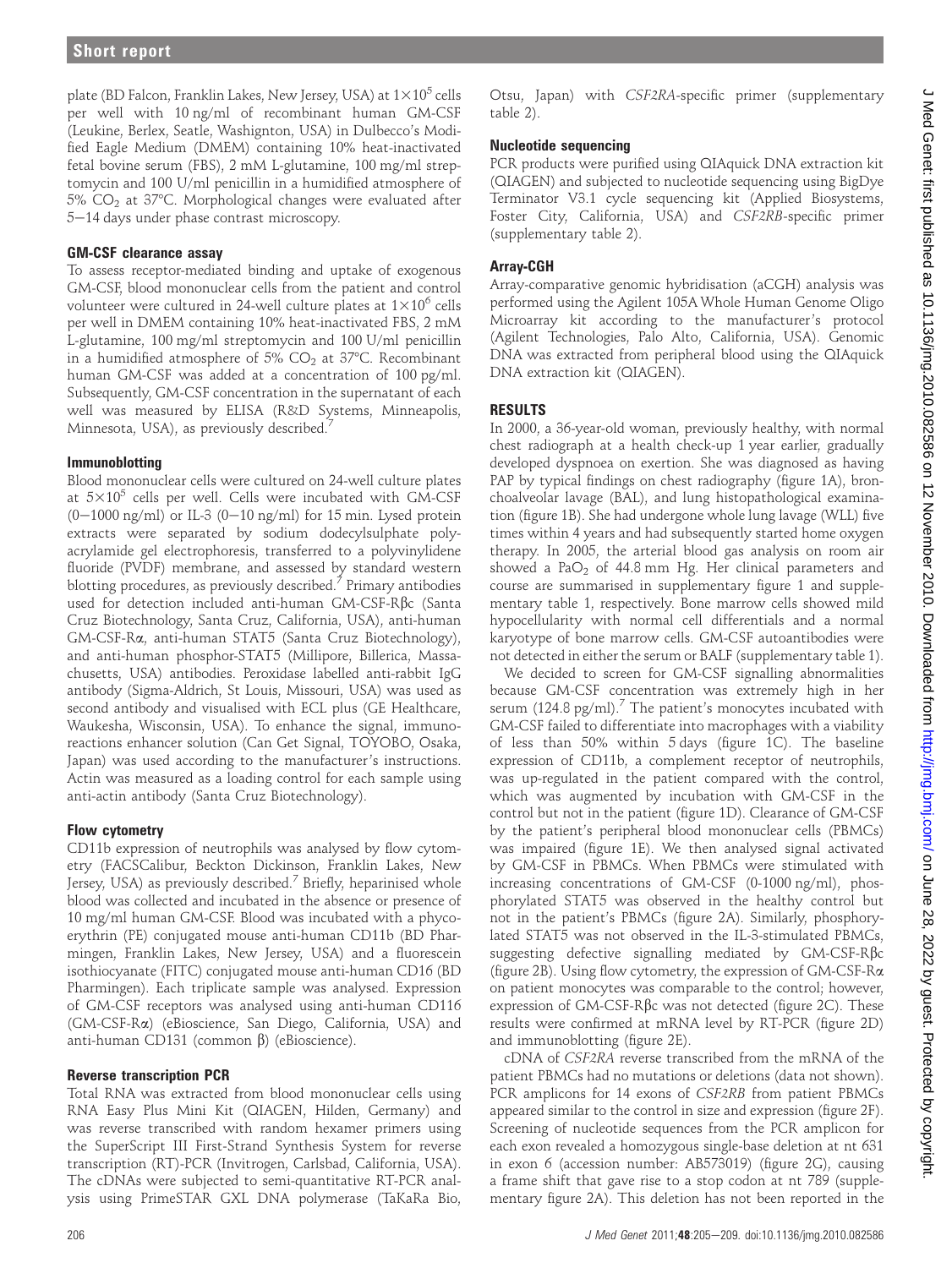plate (BD Falcon, Franklin Lakes, New Jersey, USA) at $1\times10^5$ cells per well with 10 ng/ml of recombinant human GM-CSF (Leukine, Berlex, Seatle, Washignton, USA) in Dulbecco's Modified Eagle Medium (DMEM) containing 10% heat-inactivated fetal bovine serum (FBS), 2 mM L-glutamine, 100 mg/ml streptomycin and 100 U/ml penicillin in a humidified atmosphere of 5% $CO_2$ at 37°C. Morphological changes were evaluated after 5–14 days under phase contrast microscopy.

### GM-CSF clearance assay

To assess receptor-mediated binding and uptake of exogenous GM-CSF, blood mononuclear cells from the patient and control volunteer were cultured in 24-well culture plates at $1\times10^6$ cells per well in DMEM containing 10% heat-inactivated FBS, 2 mM L-glutamine, 100 mg/ml streptomycin and 100 U/ml penicillin in a humidified atmosphere of 5% $CO_2$ at 37°C. Recombinant human GM-CSF was added at a concentration of 100 pg/ml. Subsequently, GM-CSF concentration in the supernatant of each well was measured by ELISA (R&D Systems, Minneapolis, Minnesota, USA), as previously described.[7]

### Immunoblotting

Blood mononuclear cells were cultured on 24-well culture plates at $5\times10^5$ cells per well. Cells were incubated with GM-CSF (0–1000 ng/ml) or IL-3 (0–10 ng/ml) for 15 min. Lysed protein extracts were separated by sodium dodecylsulphate polyacrylamide gel electrophoresis, transferred to a polyvinylidene fluoride (PVDF) membrane, and assessed by standard western blotting procedures, as previously described.[7] Primary antibodies used for detection included anti-human GM-CSF-Rβc (Santa Cruz Biotechnology, Santa Cruz, California, USA), anti-human GM-CSF-Rα, anti-human STAT5 (Santa Cruz Biotechnology), and anti-human phosphor-STAT5 (Millipore, Billerica, Massachusetts, USA) antibodies. Peroxidase labelled anti-rabbit IgG antibody (Sigma-Aldrich, St Louis, Missouri, USA) was used as second antibody and visualised with ECL plus (GE Healthcare, Waukesha, Wisconsin, USA). To enhance the signal, immunoreactions enhancer solution (Can Get Signal, TOYOBO, Osaka, Japan) was used according to the manufacturer's instructions. Actin was measured as a loading control for each sample using anti-actin antibody (Santa Cruz Biotechnology).

### Flow cytometry

CD11b expression of neutrophils was analysed by flow cytometry (FACSCalibur, Beckton Dickinson, Franklin Lakes, New Jersey, USA) as previously described.[7] Briefly, heparinised whole blood was collected and incubated in the absence or presence of 10 mg/ml human GM-CSF. Blood was incubated with a phycoerythrin (PE) conjugated mouse anti-human CD11b (BD Pharmingen, Franklin Lakes, New Jersey, USA) and a fluorescein isothiocyanate (FITC) conjugated mouse anti-human CD16 (BD Pharmingen). Each triplicate sample was analysed. Expression of GM-CSF receptors was analysed using anti-human CD116 (GM-CSF-Rα) (eBioscience, San Diego, California, USA) and anti-human CD131 (common β) (eBioscience).

### Reverse transcription PCR

Total RNA was extracted from blood mononuclear cells using RNA Easy Plus Mini Kit (QIAGEN, Hilden, Germany) and was reverse transcribed with random hexamer primers using the SuperScript III First-Strand Synthesis System for reverse transcription (RT)-PCR (Invitrogen, Carlsbad, California, USA). The cDNAs were subjected to semi-quantitative RT-PCR analysis using PrimeSTAR GXL DNA polymerase (TaKaRa Bio, Otsu, Japan) with *CSF2RA*-specific primer (supplementary table 2).

### Nucleotide sequencing

PCR products were purified using QIAquick DNA extraction kit (QIAGEN) and subjected to nucleotide sequencing using BigDye Terminator V3.1 cycle sequencing kit (Applied Biosystems, Foster City, California, USA) and *CSF2RB*-specific primer (supplementary table 2).

### Array-CGH

Array-comparative genomic hybridisation (aCGH) analysis was performed using the Agilent 105A Whole Human Genome Oligo Microarray kit according to the manufacturer's protocol (Agilent Technologies, Palo Alto, California, USA). Genomic DNA was extracted from peripheral blood using the QIAquick DNA extraction kit (QIAGEN).

## RESULTS

In 2000, a 36-year-old woman, previously healthy, with normal chest radiograph at a health check-up 1 year earlier, gradually developed dyspnoea on exertion. She was diagnosed as having PAP by typical findings on chest radiography (figure 1A), bronchoalveolar lavage (BAL), and lung histopathological examination (figure 1B). She had undergone whole lung lavage (WLL) five times within 4 years and had subsequently started home oxygen therapy. In 2005, the arterial blood gas analysis on room air showed a $PaO_2$ of 44.8 mm Hg. Her clinical parameters and course are summarised in supplementary figure 1 and supplementary table 1, respectively. Bone marrow cells showed mild hypocellularity with normal cell differentials and a normal karyotype of bone marrow cells. GM-CSF autoantibodies were not detected in either the serum or BALF (supplementary table 1).

We decided to screen for GM-CSF signalling abnormalities because GM-CSF concentration was extremely high in her serum (124.8 pg/ml).[7] The patient's monocytes incubated with GM-CSF failed to differentiate into macrophages with a viability of less than 50% within 5 days (figure 1C). The baseline expression of CD11b, a complement receptor of neutrophils, was up-regulated in the patient compared with the control, which was augmented by incubation with GM-CSF in the control but not in the patient (figure 1D). Clearance of GM-CSF by the patient's peripheral blood mononuclear cells (PBMCs) was impaired (figure 1E). We then analysed signal activated by GM-CSF in PBMCs. When PBMCs were stimulated with increasing concentrations of GM-CSF (0-1000 ng/ml), phosphorylated STAT5 was observed in the healthy control but not in the patient's PBMCs (figure 2A). Similarly, phosphorylated STAT5 was not observed in the IL-3-stimulated PBMCs, suggesting defective signalling mediated by GM-CSF-Rβc (figure 2B). Using flow cytometry, the expression of GM-CSF-Rα on patient monocytes was comparable to the control; however, expression of GM-CSF-Rβc was not detected (figure 2C). These results were confirmed at mRNA level by RT-PCR (figure 2D) and immunoblotting (figure 2E).

cDNA of *CSF2RA* reverse transcribed from the mRNA of the patient PBMCs had no mutations or deletions (data not shown). PCR amplicons for 14 exons of *CSF2RB* from patient PBMCs appeared similar to the control in size and expression (figure 2F). Screening of nucleotide sequences from the PCR amplicon for each exon revealed a homozygous single-base deletion at nt 631 in exon 6 (accession number: AB573019) (figure 2G), causing a frame shift that gave rise to a stop codon at nt 789 (supplementary figure 2A). This deletion has not been reported in the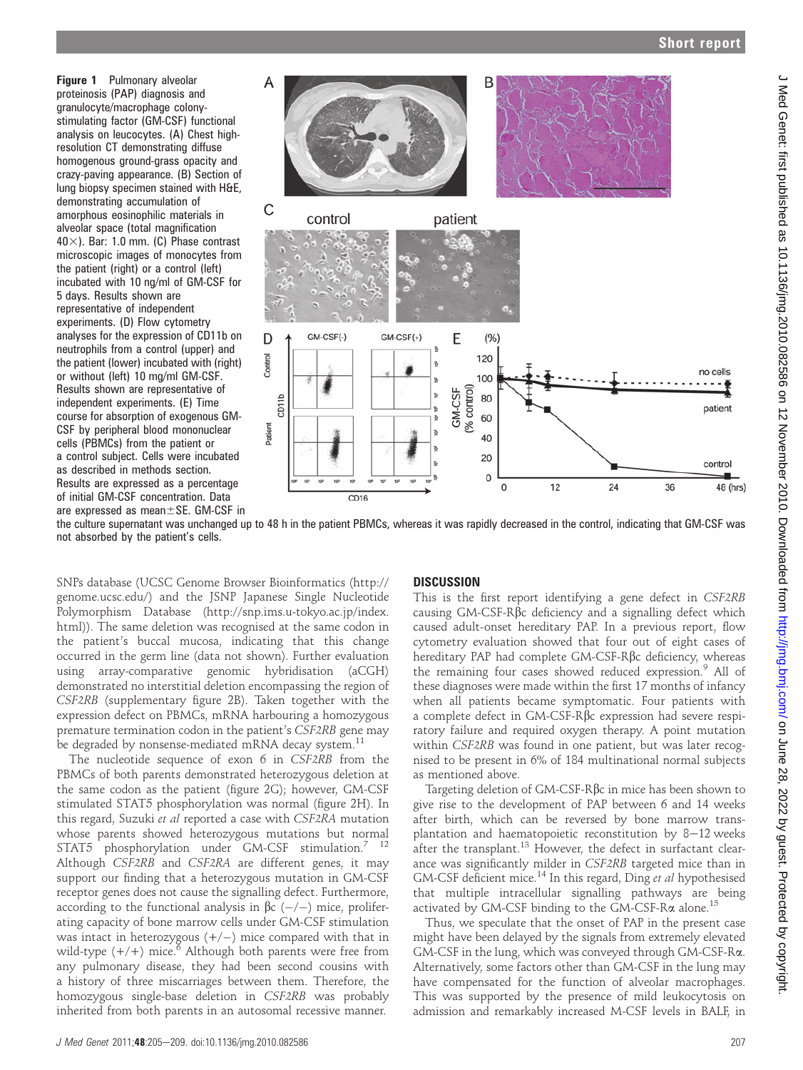**Figure 1** Pulmonary alveolar proteinosis (PAP) diagnosis and granulocyte/macrophage colony-stimulating factor (GM-CSF) functional analysis on leucocytes. (A) Chest high-resolution CT demonstrating diffuse homogenous ground-grass opacity and crazy-paving appearance. (B) Section of lung biopsy specimen stained with H&E, demonstrating accumulation of amorphous eosinophilic materials in alveolar space (total magnification 40×). Bar: 1.0 mm. (C) Phase contrast microscopic images of monocytes from the patient (right) or a control (left) incubated with 10 ng/ml of GM-CSF for 5 days. Results shown are representative of independent experiments. (D) Flow cytometry analyses for the expression of CD11b on neutrophils from a control (upper) and the patient (lower) incubated with (right) or without (left) 10 mg/ml GM-CSF. Results shown are representative of independent experiments. (E) Time course for absorption of exogenous GM-CSF by peripheral blood mononuclear cells (PBMCs) from the patient or a control subject. Cells were incubated as described in methods section. Results are expressed as a percentage of initial GM-CSF concentration. Data are expressed as mean±SE. GM-CSF in the culture supernatant was unchanged up to 48 h in the patient PBMCs, whereas it was rapidly decreased in the control, indicating that GM-CSF was not absorbed by the patient's cells.

SNPs database (UCSC Genome Browser Bioinformatics (http://genome.ucsc.edu/) and the JSNP Japanese Single Nucleotide Polymorphism Database (http://snp.ims.u-tokyo.ac.jp/index.html)). The same deletion was recognised at the same codon in the patient's buccal mucosa, indicating that this change occurred in the germ line (data not shown). Further evaluation using array-comparative genomic hybridisation (aCGH) demonstrated no interstitial deletion encompassing the region of *CSF2RB* (supplementary figure 2B). Taken together with the expression defect on PBMCs, mRNA harbouring a homozygous premature termination codon in the patient's *CSF2RB* gene may be degraded by nonsense-mediated mRNA decay system.[11]

The nucleotide sequence of exon 6 in *CSF2RB* from the PBMCs of both parents demonstrated heterozygous deletion at the same codon as the patient (figure 2G); however, GM-CSF stimulated STAT5 phosphorylation was normal (figure 2H). In this regard, Suzuki *et al* reported a case with *CSF2RA* mutation whose parents showed heterozygous mutations but normal STAT5 phosphorylation under GM-CSF stimulation.[7 12] Although *CSF2RB* and *CSF2RA* are different genes, it may support our finding that a heterozygous mutation in GM-CSF receptor genes does not cause the signalling defect. Furthermore, according to the functional analysis in βc (−/−) mice, proliferating capacity of bone marrow cells under GM-CSF stimulation was intact in heterozygous (+/−) mice compared with that in wild-type (+/+) mice.[6] Although both parents were free from any pulmonary disease, they had been second cousins with a history of three miscarriages between them. Therefore, the homozygous single-base deletion in *CSF2RB* was probably inherited from both parents in an autosomal recessive manner.

## DISCUSSION

This is the first report identifying a gene defect in *CSF2RB* causing GM-CSF-Rβc deficiency and a signalling defect which caused adult-onset hereditary PAP. In a previous report, flow cytometry evaluation showed that four out of eight cases of hereditary PAP had complete GM-CSF-Rβc deficiency, whereas the remaining four cases showed reduced expression.[9] All of these diagnoses were made within the first 17 months of infancy when all patients became symptomatic. Four patients with a complete defect in GM-CSF-Rβc expression had severe respiratory failure and required oxygen therapy. A point mutation within *CSF2RB* was found in one patient, but was later recognised to be present in 6% of 184 multinational normal subjects as mentioned above.

Targeting deletion of GM-CSF-Rβc in mice has been shown to give rise to the development of PAP between 6 and 14 weeks after birth, which can be reversed by bone marrow transplantation and haematopoietic reconstitution by 8−12 weeks after the transplant.[13] However, the defect in surfactant clearance was significantly milder in *CSF2RB* targeted mice than in GM-CSF deficient mice.[14] In this regard, Ding *et al* hypothesised that multiple intracellular signalling pathways are being activated by GM-CSF binding to the GM-CSF-Rα alone.[15]

Thus, we speculate that the onset of PAP in the present case might have been delayed by the signals from extremely elevated GM-CSF in the lung, which was conveyed through GM-CSF-Rα. Alternatively, some factors other than GM-CSF in the lung may have compensated for the function of alveolar macrophages. This was supported by the presence of mild leukocytosis on admission and remarkably increased M-CSF levels in BALF, in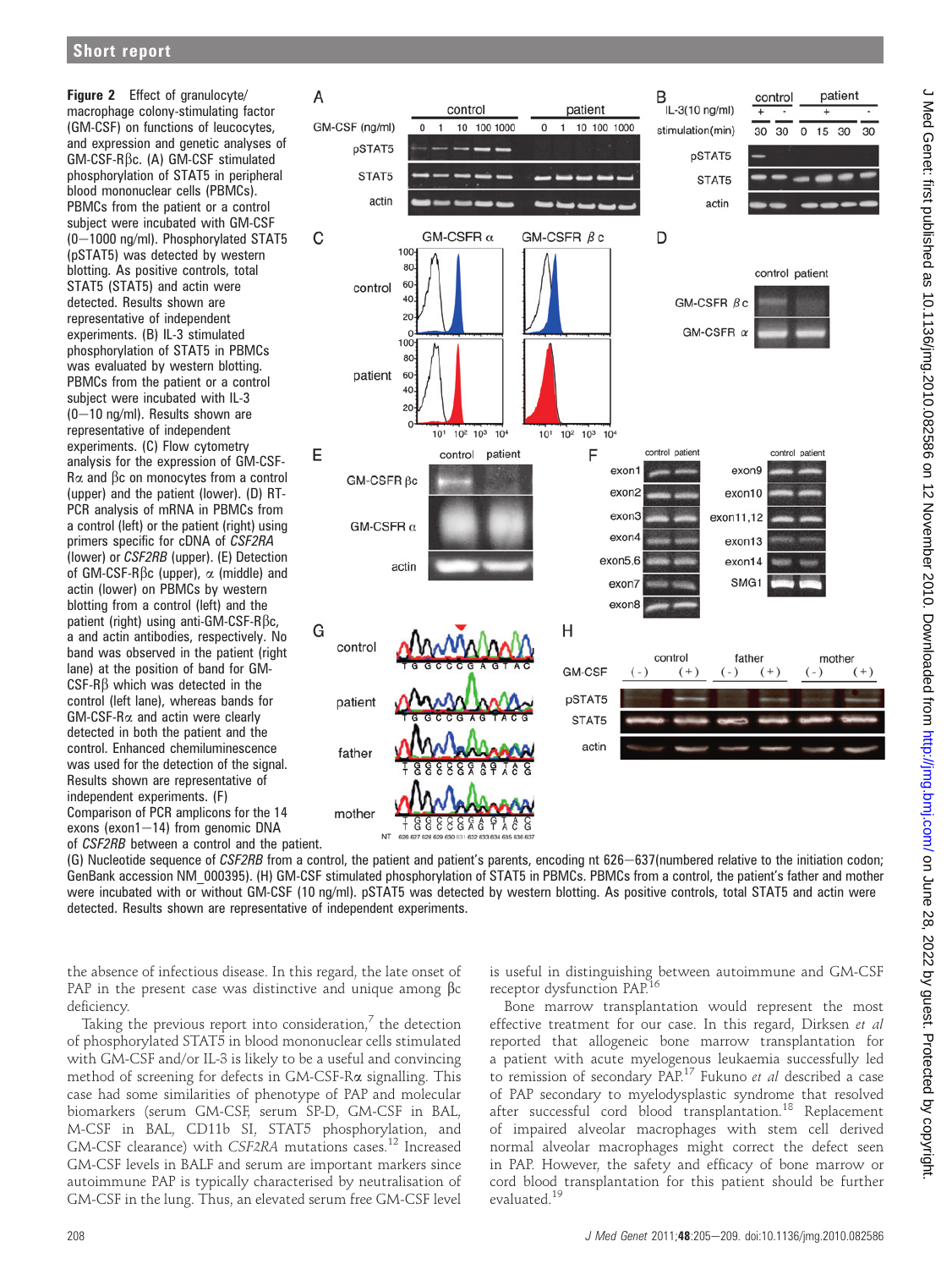**Figure 2** Effect of granulocyte/macrophage colony-stimulating factor (GM-CSF) on functions of leucocytes, and expression and genetic analyses of GM-CSF-Rβc. (A) GM-CSF stimulated phosphorylation of STAT5 in peripheral blood mononuclear cells (PBMCs). PBMCs from the patient or a control subject were incubated with GM-CSF (0−1000 ng/ml). Phosphorylated STAT5 (pSTAT5) was detected by western blotting. As positive controls, total STAT5 (STAT5) and actin were detected. Results shown are representative of independent experiments. (B) IL-3 stimulated phosphorylation of STAT5 in PBMCs was evaluated by western blotting. PBMCs from the patient or a control subject were incubated with IL-3 (0−10 ng/ml). Results shown are representative of independent experiments. (C) Flow cytometry analysis for the expression of GM-CSF-Rα and βc on monocytes from a control (upper) and the patient (lower). (D) RT-PCR analysis of mRNA in PBMCs from a control (left) or the patient (right) using primers specific for cDNA of *CSF2RA* (lower) or *CSF2RB* (upper). (E) Detection of GM-CSF-Rβc (upper), α (middle) and actin (lower) on PBMCs by western blotting from a control (left) and the patient (right) using anti-GM-CSF-Rβc, α and actin antibodies, respectively. No band was observed in the patient (right lane) at the position of band for GM-CSF-Rβ which was detected in the control (left lane), whereas bands for GM-CSF-Rα and actin were clearly detected in both the patient and the control. Enhanced chemiluminescence was used for the detection of the signal. Results shown are representative of independent experiments. (F) Comparison of PCR amplicons for the 14 exons (exon1−14) from genomic DNA of *CSF2RB* between a control and the patient. (G) Nucleotide sequence of *CSF2RB* from a control, the patient and patient's parents, encoding nt 626−637(numbered relative to the initiation codon; GenBank accession NM_000395). (H) GM-CSF stimulated phosphorylation of STAT5 in PBMCs. PBMCs from a control, the patient's father and mother were incubated with or without GM-CSF (10 ng/ml). pSTAT5 was detected by western blotting. As positive controls, total STAT5 and actin were detected. Results shown are representative of independent experiments.

the absence of infectious disease. In this regard, the late onset of PAP in the present case was distinctive and unique among βc deficiency.

Taking the previous report into consideration,[7] the detection of phosphorylated STAT5 in blood mononuclear cells stimulated with GM-CSF and/or IL-3 is likely to be a useful and convincing method of screening for defects in GM-CSF-Rα signalling. This case had some similarities of phenotype of PAP and molecular biomarkers (serum GM-CSF, serum SP-D, GM-CSF in BAL, M-CSF in BAL, CD11b SI, STAT5 phosphorylation, and GM-CSF clearance) with *CSF2RA* mutations cases.[12] Increased GM-CSF levels in BALF and serum are important markers since autoimmune PAP is typically characterised by neutralisation of GM-CSF in the lung. Thus, an elevated serum free GM-CSF level is useful in distinguishing between autoimmune and GM-CSF receptor dysfunction PAP.[16]

Bone marrow transplantation would represent the most effective treatment for our case. In this regard, Dirksen *et al* reported that allogeneic bone marrow transplantation for a patient with acute myelogenous leukaemia successfully led to remission of secondary PAP.[17] Fukuno *et al* described a case of PAP secondary to myelodysplastic syndrome that resolved after successful cord blood transplantation.[18] Replacement of impaired alveolar macrophages with stem cell derived normal alveolar macrophages might correct the defect seen in PAP. However, the safety and efficacy of bone marrow or cord blood transplantation for this patient should be further evaluated.[19]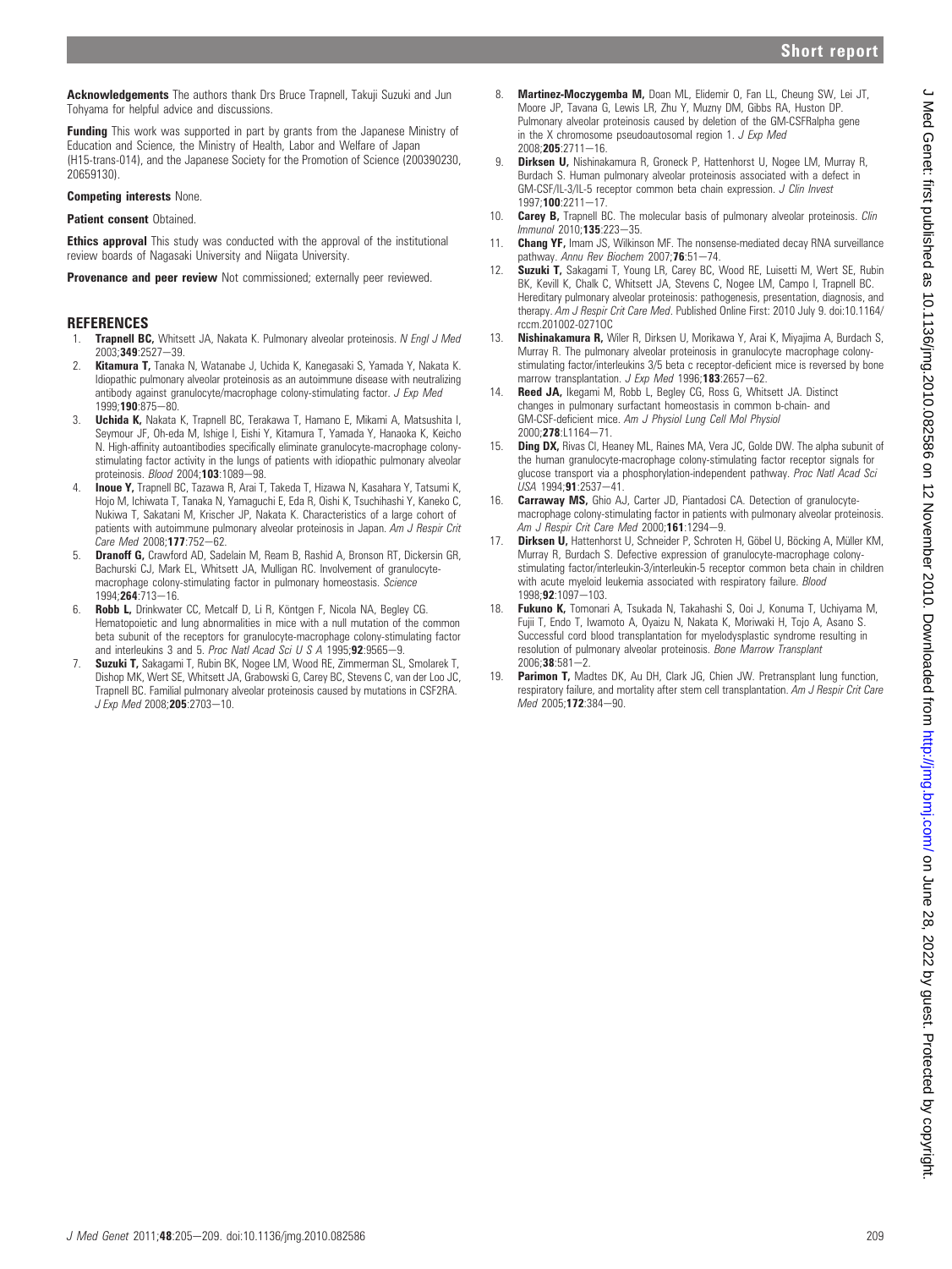**Acknowledgements** The authors thank Drs Bruce Trapnell, Takuji Suzuki and Jun Tohyama for helpful advice and discussions.

**Funding** This work was supported in part by grants from the Japanese Ministry of Education and Science, the Ministry of Health, Labor and Welfare of Japan (H15-trans-014), and the Japanese Society for the Promotion of Science (200390230, 20659130).

**Competing interests** None.

**Patient consent** Obtained.

**Ethics approval** This study was conducted with the approval of the institutional review boards of Nagasaki University and Niigata University.

**Provenance and peer review** Not commissioned; externally peer reviewed.

## REFERENCES

1. **Trapnell BC,** Whitsett JA, Nakata K. Pulmonary alveolar proteinosis. *N Engl J Med* 2003;**349**:2527—39.
2. **Kitamura T,** Tanaka N, Watanabe J, Uchida K, Kanegasaki S, Yamada Y, Nakata K. Idiopathic pulmonary alveolar proteinosis as an autoimmune disease with neutralizing antibody against granulocyte/macrophage colony-stimulating factor. *J Exp Med* 1999;**190**:875—80.
3. **Uchida K,** Nakata K, Trapnell BC, Terakawa T, Hamano E, Mikami A, Matsushita I, Seymour JF, Oh-eda M, Ishige I, Eishi Y, Kitamura T, Yamada Y, Hanaoka K, Keicho N. High-affinity autoantibodies specifically eliminate granulocyte-macrophage colony-stimulating factor activity in the lungs of patients with idiopathic pulmonary alveolar proteinosis. *Blood* 2004;**103**:1089—98.
4. **Inoue Y,** Trapnell BC, Tazawa R, Arai T, Takeda T, Hizawa N, Kasahara Y, Tatsumi K, Hojo M, Ichiwata T, Tanaka N, Yamaguchi E, Eda R, Oishi K, Tsuchihashi Y, Kaneko C, Nukiwa T, Sakatani M, Krischer JP, Nakata K. Characteristics of a large cohort of patients with autoimmune pulmonary alveolar proteinosis in Japan. *Am J Respir Crit Care Med* 2008;**177**:752—62.
5. **Dranoff G,** Crawford AD, Sadelain M, Ream B, Rashid A, Bronson RT, Dickersin GR, Bachurski CJ, Mark EL, Whitsett JA, Mulligan RC. Involvement of granulocyte-macrophage colony-stimulating factor in pulmonary homeostasis. *Science* 1994;**264**:713—16.
6. **Robb L,** Drinkwater CC, Metcalf D, Li R, Köntgen F, Nicola NA, Begley CG. Hematopoietic and lung abnormalities in mice with a null mutation of the common beta subunit of the receptors for granulocyte-macrophage colony-stimulating factor and interleukins 3 and 5. *Proc Natl Acad Sci U S A* 1995;**92**:9565—9.
7. **Suzuki T,** Sakagami T, Rubin BK, Nogee LM, Wood RE, Zimmerman SL, Smolarek T, Dishop MK, Wert SE, Whitsett JA, Grabowski G, Carey BC, Stevens C, van der Loo JC, Trapnell BC. Familial pulmonary alveolar proteinosis caused by mutations in CSF2RA. *J Exp Med* 2008;**205**:2703—10.
8. **Martinez-Moczygemba M,** Doan ML, Elidemir O, Fan LL, Cheung SW, Lei JT, Moore JP, Tavana G, Lewis LR, Zhu Y, Muzny DM, Gibbs RA, Huston DP. Pulmonary alveolar proteinosis caused by deletion of the GM-CSFRalpha gene in the X chromosome pseudoautosomal region 1. *J Exp Med* 2008;**205**:2711—16.
9. **Dirksen U,** Nishinakamura R, Groneck P, Hattenhorst U, Nogee LM, Murray R, Burdach S. Human pulmonary alveolar proteinosis associated with a defect in GM-CSF/IL-3/IL-5 receptor common beta chain expression. *J Clin Invest* 1997;**100**:2211—17.
10. **Carey B,** Trapnell BC. The molecular basis of pulmonary alveolar proteinosis. *Clin Immunol* 2010;**135**:223—35.
11. **Chang YF,** Imam JS, Wilkinson MF. The nonsense-mediated decay RNA surveillance pathway. *Annu Rev Biochem* 2007;**76**:51—74.
12. **Suzuki T,** Sakagami T, Young LR, Carey BC, Wood RE, Luisetti M, Wert SE, Rubin BK, Kevill K, Chalk C, Whitsett JA, Stevens C, Nogee LM, Campo I, Trapnell BC. Hereditary pulmonary alveolar proteinosis: pathogenesis, presentation, diagnosis, and therapy. *Am J Respir Crit Care Med*. Published Online First: 2010 July 9. doi:10.1164/rccm.201002-0271OC
13. **Nishinakamura R,** Wiler R, Dirksen U, Morikawa Y, Arai K, Miyajima A, Burdach S, Murray R. The pulmonary alveolar proteinosis in granulocyte macrophage colony-stimulating factor/interleukins 3/5 beta c receptor-deficient mice is reversed by bone marrow transplantation. *J Exp Med* 1996;**183**:2657—62.
14. **Reed JA,** Ikegami M, Robb L, Begley CG, Ross G, Whitsett JA. Distinct changes in pulmonary surfactant homeostasis in common b-chain- and GM-CSF-deficient mice. *Am J Physiol Lung Cell Mol Physiol* 2000;**278**:L1164—71.
15. **Ding DX,** Rivas CI, Heaney ML, Raines MA, Vera JC, Golde DW. The alpha subunit of the human granulocyte-macrophage colony-stimulating factor receptor signals for glucose transport via a phosphorylation-independent pathway. *Proc Natl Acad Sci USA* 1994;**91**:2537—41.
16. **Carraway MS,** Ghio AJ, Carter JD, Piantadosi CA. Detection of granulocyte-macrophage colony-stimulating factor in patients with pulmonary alveolar proteinosis. *Am J Respir Crit Care Med* 2000;**161**:1294—9.
17. **Dirksen U,** Hattenhorst U, Schneider P, Schroten H, Göbel U, Böcking A, Müller KM, Murray R, Burdach S. Defective expression of granulocyte-macrophage colony-stimulating factor/interleukin-3/interleukin-5 receptor common beta chain in children with acute myeloid leukemia associated with respiratory failure. *Blood* 1998;**92**:1097—103.
18. **Fukuno K,** Tomonari A, Tsukada N, Takahashi S, Ooi J, Konuma T, Uchiyama M, Fujii T, Endo T, Iwamoto A, Oyaizu N, Nakata K, Moriwaki H, Tojo A, Asano S. Successful cord blood transplantation for myelodysplastic syndrome resulting in resolution of pulmonary alveolar proteinosis. *Bone Marrow Transplant* 2006;**38**:581—2.
19. **Parimon T,** Madtes DK, Au DH, Clark JG, Chien JW. Pretransplant lung function, respiratory failure, and mortality after stem cell transplantation. *Am J Respir Crit Care Med* 2005;**172**:384—90.